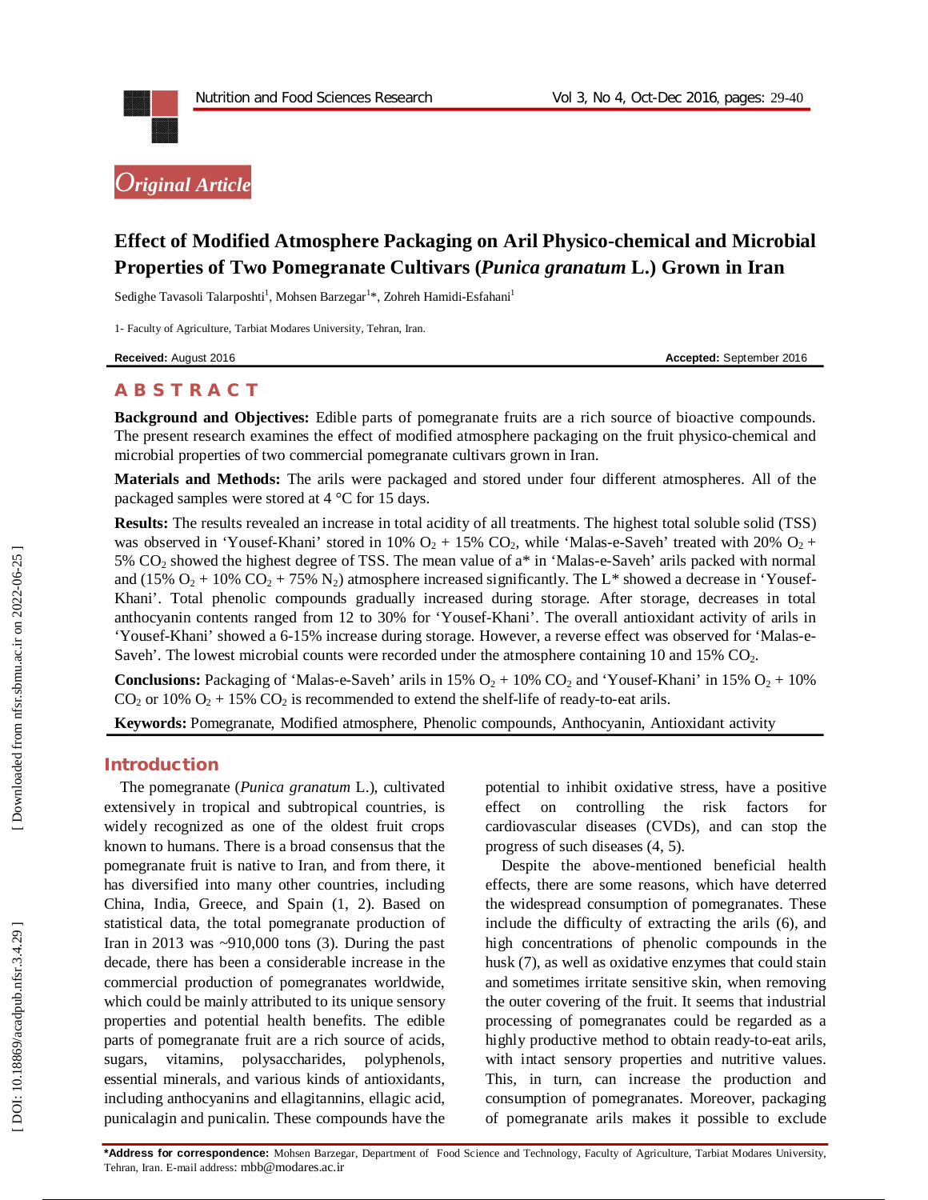Original Article

# Effect of Modified Atmosphere Packaging on Aril Physico-chemical and Microbial Properties of Two Pomegranate Cultivars (*Punica granatum* L.) Grown in Iran

Sedighe Tavasoli Talarposhti[1], Mohsen Barzegar[1]*, Zohreh Hamidi-Esfahani[1]

1- Faculty of Agriculture, Tarbiat Modares University, Tehran, Iran.

**Received:** August 2016 **Accepted:** September 2016

## ABSTRACT

**Background and Objectives:** Edible parts of pomegranate fruits are a rich source of bioactive compounds. The present research examines the effect of modified atmosphere packaging on the fruit physico-chemical and microbial properties of two commercial pomegranate cultivars grown in Iran.

**Materials and Methods:** The arils were packaged and stored under four different atmospheres. All of the packaged samples were stored at 4 °C for 15 days.

**Results:** The results revealed an increase in total acidity of all treatments. The highest total soluble solid (TSS) was observed in 'Yousef-Khani' stored in 10% $O_2$ + 15% $CO_2$, while 'Malas-e-Saveh' treated with 20% $O_2$ + 5% $CO_2$ showed the highest degree of TSS. The mean value of a* in 'Malas-e-Saveh' arils packed with normal and (15% $O_2$ + 10% $CO_2$ + 75% $N_2$) atmosphere increased significantly. The L* showed a decrease in 'Yousef-Khani'. Total phenolic compounds gradually increased during storage. After storage, decreases in total anthocyanin contents ranged from 12 to 30% for 'Yousef-Khani'. The overall antioxidant activity of arils in 'Yousef-Khani' showed a 6-15% increase during storage. However, a reverse effect was observed for 'Malas-e-Saveh'. The lowest microbial counts were recorded under the atmosphere containing 10 and 15% $CO_2$.

**Conclusions:** Packaging of 'Malas-e-Saveh' arils in 15% $O_2$ + 10% $CO_2$ and 'Yousef-Khani' in 15% $O_2$ + 10% $CO_2$ or 10% $O_2$ + 15% $CO_2$ is recommended to extend the shelf-life of ready-to-eat arils.

**Keywords:** Pomegranate, Modified atmosphere, Phenolic compounds, Anthocyanin, Antioxidant activity

## Introduction

The pomegranate (*Punica granatum* L.), cultivated extensively in tropical and subtropical countries, is widely recognized as one of the oldest fruit crops known to humans. There is a broad consensus that the pomegranate fruit is native to Iran, and from there, it has diversified into many other countries, including China, India, Greece, and Spain (1, 2). Based on statistical data, the total pomegranate production of Iran in 2013 was ~910,000 tons (3). During the past decade, there has been a considerable increase in the commercial production of pomegranates worldwide, which could be mainly attributed to its unique sensory properties and potential health benefits. The edible parts of pomegranate fruit are a rich source of acids, sugars, vitamins, polysaccharides, polyphenols, essential minerals, and various kinds of antioxidants, including anthocyanins and ellagitannins, ellagic acid, punicalagin and punicalin. These compounds have the potential to inhibit oxidative stress, have a positive effect on controlling the risk factors for cardiovascular diseases (CVDs), and can stop the progress of such diseases (4, 5).

Despite the above-mentioned beneficial health effects, there are some reasons, which have deterred the widespread consumption of pomegranates. These include the difficulty of extracting the arils (6), and high concentrations of phenolic compounds in the husk (7), as well as oxidative enzymes that could stain and sometimes irritate sensitive skin, when removing the outer covering of the fruit. It seems that industrial processing of pomegranates could be regarded as a highly productive method to obtain ready-to-eat arils, with intact sensory properties and nutritive values. This, in turn, can increase the production and consumption of pomegranates. Moreover, packaging of pomegranate arils makes it possible to exclude

***Address for correspondence:** Mohsen Barzegar, Department of Food Science and Technology, Faculty of Agriculture, Tarbiat Modares University, Tehran, Iran. E-mail address: mbb@modares.ac.ir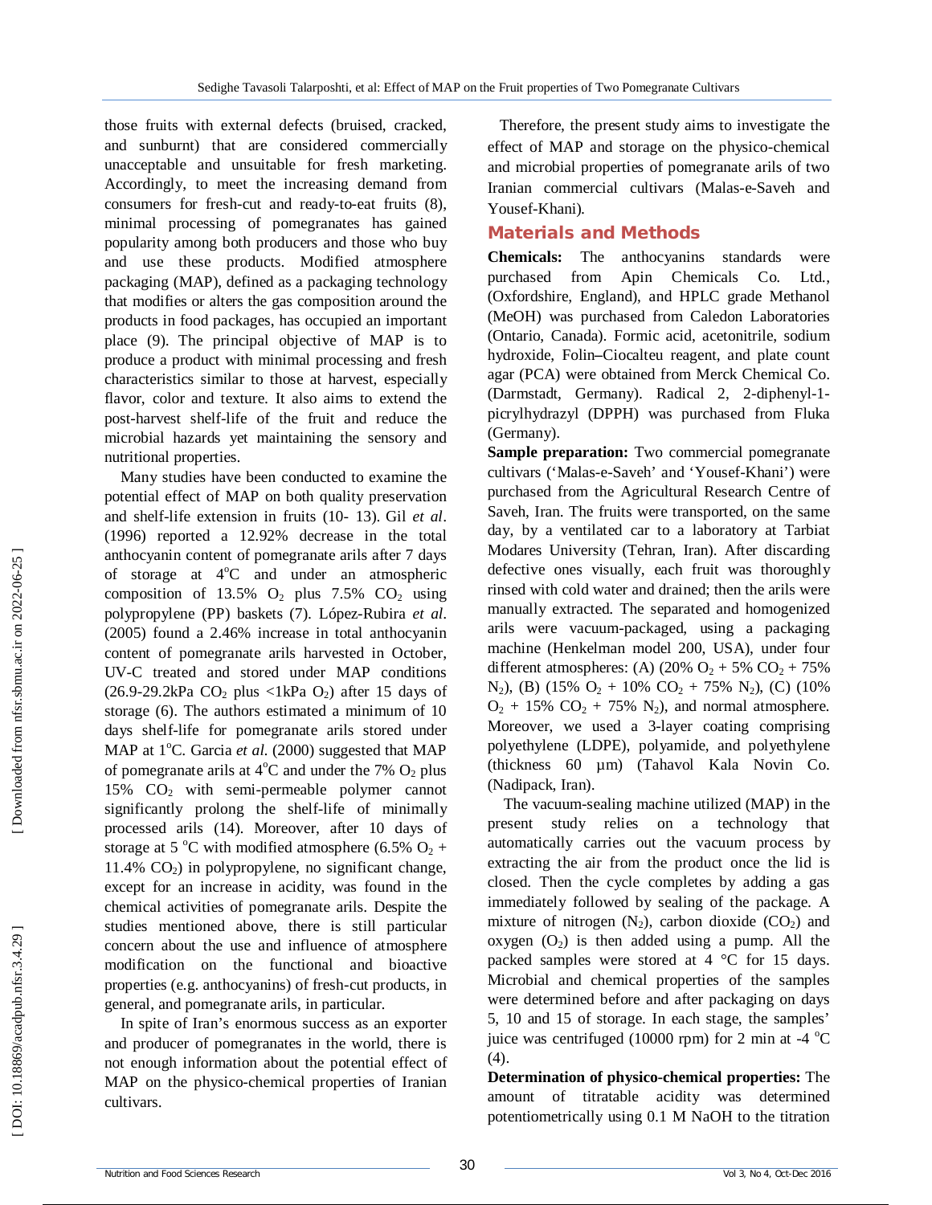those fruits with external defects (bruised, cracked, and sunburnt) that are considered commercially unacceptable and unsuitable for fresh marketing. Accordingly, to meet the increasing demand from consumers for fresh-cut and ready-to-eat fruits (8), minimal processing of pomegranates has gained popularity among both producers and those who buy and use these products. Modified atmosphere packaging (MAP), defined as a packaging technology that modifies or alters the gas composition around the products in food packages, has occupied an important place (9). The principal objective of MAP is to produce a product with minimal processing and fresh characteristics similar to those at harvest, especially flavor, color and texture. It also aims to extend the post-harvest shelf-life of the fruit and reduce the microbial hazards yet maintaining the sensory and nutritional properties.

Many studies have been conducted to examine the potential effect of MAP on both quality preservation and shelf-life extension in fruits (10- 13). Gil *et al*. (1996) reported a 12.92% decrease in the total anthocyanin content of pomegranate arils after 7 days of storage at 4°C and under an atmospheric composition of 13.5% $O_2$ plus 7.5% $CO_2$ using polypropylene (PP) baskets (7). López-Rubira *et al*. (2005) found a 2.46% increase in total anthocyanin content of pomegranate arils harvested in October, UV-C treated and stored under MAP conditions (26.9-29.2kPa $CO_2$ plus <1kPa $O_2$) after 15 days of storage (6). The authors estimated a minimum of 10 days shelf-life for pomegranate arils stored under MAP at 1°C. Garcia *et al.* (2000) suggested that MAP of pomegranate arils at 4°C and under the 7% $O_2$ plus 15% $CO_2$ with semi-permeable polymer cannot significantly prolong the shelf-life of minimally processed arils (14). Moreover, after 10 days of storage at 5 °C with modified atmosphere (6.5% $O_2$ + 11.4% $CO_2$) in polypropylene, no significant change, except for an increase in acidity, was found in the chemical activities of pomegranate arils. Despite the studies mentioned above, there is still particular concern about the use and influence of atmosphere modification on the functional and bioactive properties (e.g. anthocyanins) of fresh-cut products, in general, and pomegranate arils, in particular.

In spite of Iran's enormous success as an exporter and producer of pomegranates in the world, there is not enough information about the potential effect of MAP on the physico-chemical properties of Iranian cultivars.

Therefore, the present study aims to investigate the effect of MAP and storage on the physico-chemical and microbial properties of pomegranate arils of two Iranian commercial cultivars (Malas-e-Saveh and Yousef-Khani).

## Materials and Methods

**Chemicals:** The anthocyanins standards were purchased from Apin Chemicals Co. Ltd., (Oxfordshire, England), and HPLC grade Methanol (MeOH) was purchased from Caledon Laboratories (Ontario, Canada). Formic acid, acetonitrile, sodium hydroxide, Folin–Ciocalteu reagent, and plate count agar (PCA) were obtained from Merck Chemical Co. (Darmstadt, Germany). Radical 2, 2-diphenyl-1-picrylhydrazyl (DPPH) was purchased from Fluka (Germany).

**Sample preparation:** Two commercial pomegranate cultivars ('Malas-e-Saveh' and 'Yousef-Khani') were purchased from the Agricultural Research Centre of Saveh, Iran. The fruits were transported, on the same day, by a ventilated car to a laboratory at Tarbiat Modares University (Tehran, Iran). After discarding defective ones visually, each fruit was thoroughly rinsed with cold water and drained; then the arils were manually extracted. The separated and homogenized arils were vacuum-packaged, using a packaging machine (Henkelman model 200, USA), under four different atmospheres: (A) (20% $O_2$ + 5% $CO_2$ + 75% $N_2$), (B) (15% $O_2$ + 10% $CO_2$ + 75% $N_2$), (C) (10% $O_2$ + 15% $CO_2$ + 75% $N_2$), and normal atmosphere. Moreover, we used a 3-layer coating comprising polyethylene (LDPE), polyamide, and polyethylene (thickness 60 µm) (Tahavol Kala Novin Co. (Nadipack, Iran).

The vacuum-sealing machine utilized (MAP) in the present study relies on a technology that automatically carries out the vacuum process by extracting the air from the product once the lid is closed. Then the cycle completes by adding a gas immediately followed by sealing of the package. A mixture of nitrogen ($N_2$), carbon dioxide ($CO_2$) and oxygen ($O_2$) is then added using a pump. All the packed samples were stored at 4 °C for 15 days. Microbial and chemical properties of the samples were determined before and after packaging on days 5, 10 and 15 of storage. In each stage, the samples' juice was centrifuged (10000 rpm) for 2 min at -4 °C (4).

**Determination of physico-chemical properties:** The amount of titratable acidity was determined potentiometrically using 0.1 M NaOH to the titration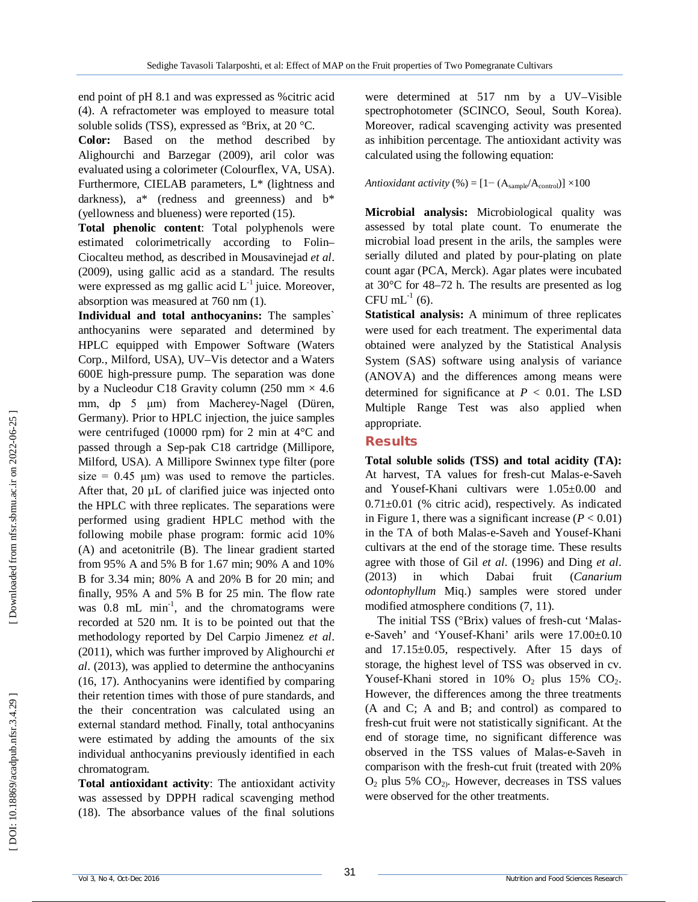end point of pH 8.1 and was expressed as %citric acid (4). A refractometer was employed to measure total soluble solids (TSS), expressed as °Brix, at 20 °C.

**Color:** Based on the method described by Alighourchi and Barzegar (2009), aril color was evaluated using a colorimeter (Colourflex, VA, USA). Furthermore, CIELAB parameters, L* (lightness and darkness), a* (redness and greenness) and b* (yellowness and blueness) were reported (15).

**Total phenolic content**: Total polyphenols were estimated colorimetrically according to Folin–Ciocalteu method, as described in Mousavinejad *et al*. (2009), using gallic acid as a standard. The results were expressed as mg gallic acid $L^{-1}$ juice. Moreover, absorption was measured at 760 nm (1).

**Individual and total anthocyanins:** The samples` anthocyanins were separated and determined by HPLC equipped with Empower Software (Waters Corp., Milford, USA), UV–Vis detector and a Waters 600E high-pressure pump. The separation was done by a Nucleodur C18 Gravity column (250 mm × 4.6 mm, dp 5 μm) from Macherey-Nagel (Düren, Germany). Prior to HPLC injection, the juice samples were centrifuged (10000 rpm) for 2 min at 4°C and passed through a Sep-pak C18 cartridge (Millipore, Milford, USA). A Millipore Swinnex type filter (pore size = 0.45 μm) was used to remove the particles. After that, 20 µL of clarified juice was injected onto the HPLC with three replicates. The separations were performed using gradient HPLC method with the following mobile phase program: formic acid 10% (A) and acetonitrile (B). The linear gradient started from 95% A and 5% B for 1.67 min; 90% A and 10% B for 3.34 min; 80% A and 20% B for 20 min; and finally, 95% A and 5% B for 25 min. The flow rate was 0.8 mL $min^{-1}$, and the chromatograms were recorded at 520 nm. It is to be pointed out that the methodology reported by Del Carpio Jimenez *et al*. (2011), which was further improved by Alighourchi *et al*. (2013), was applied to determine the anthocyanins (16, 17). Anthocyanins were identified by comparing their retention times with those of pure standards, and the their concentration was calculated using an external standard method. Finally, total anthocyanins were estimated by adding the amounts of the six individual anthocyanins previously identified in each chromatogram.

**Total antioxidant activity**: The antioxidant activity was assessed by DPPH radical scavenging method (18). The absorbance values of the final solutions were determined at 517 nm by a UV–Visible spectrophotometer (SCINCO, Seoul, South Korea). Moreover, radical scavenging activity was presented as inhibition percentage. The antioxidant activity was calculated using the following equation:

$$\textit{Antioxidant activity } (\%) = [1 - (A_{sample}/A_{control})] \times 100$$

**Microbial analysis:** Microbiological quality was assessed by total plate count. To enumerate the microbial load present in the arils, the samples were serially diluted and plated by pour-plating on plate count agar (PCA, Merck). Agar plates were incubated at 30°C for 48–72 h. The results are presented as log CFU $mL^{-1}$ (6).

**Statistical analysis:** A minimum of three replicates were used for each treatment. The experimental data obtained were analyzed by the Statistical Analysis System (SAS) software using analysis of variance (ANOVA) and the differences among means were determined for significance at $P < 0.01$. The LSD Multiple Range Test was also applied when appropriate.

## Results

**Total soluble solids (TSS) and total acidity (TA):** At harvest, TA values for fresh-cut Malas-e-Saveh and Yousef-Khani cultivars were 1.05±0.00 and 0.71±0.01 (% citric acid), respectively. As indicated in Figure 1, there was a significant increase ($P < 0.01$) in the TA of both Malas-e-Saveh and Yousef-Khani cultivars at the end of the storage time. These results agree with those of Gil *et al*. (1996) and Ding *et al*. (2013) in which Dabai fruit (*Canarium odontophyllum* Miq.) samples were stored under modified atmosphere conditions (7, 11).

The initial TSS (°Brix) values of fresh-cut 'Malas-e-Saveh' and 'Yousef-Khani' arils were 17.00±0.10 and 17.15±0.05, respectively. After 15 days of storage, the highest level of TSS was observed in cv. Yousef-Khani stored in 10% $O_2$ plus 15% $CO_2$. However, the differences among the three treatments (A and C; A and B; and control) as compared to fresh-cut fruit were not statistically significant. At the end of storage time, no significant difference was observed in the TSS values of Malas-e-Saveh in comparison with the fresh-cut fruit (treated with 20% $O_2$ plus 5% $CO_2$). However, decreases in TSS values were observed for the other treatments.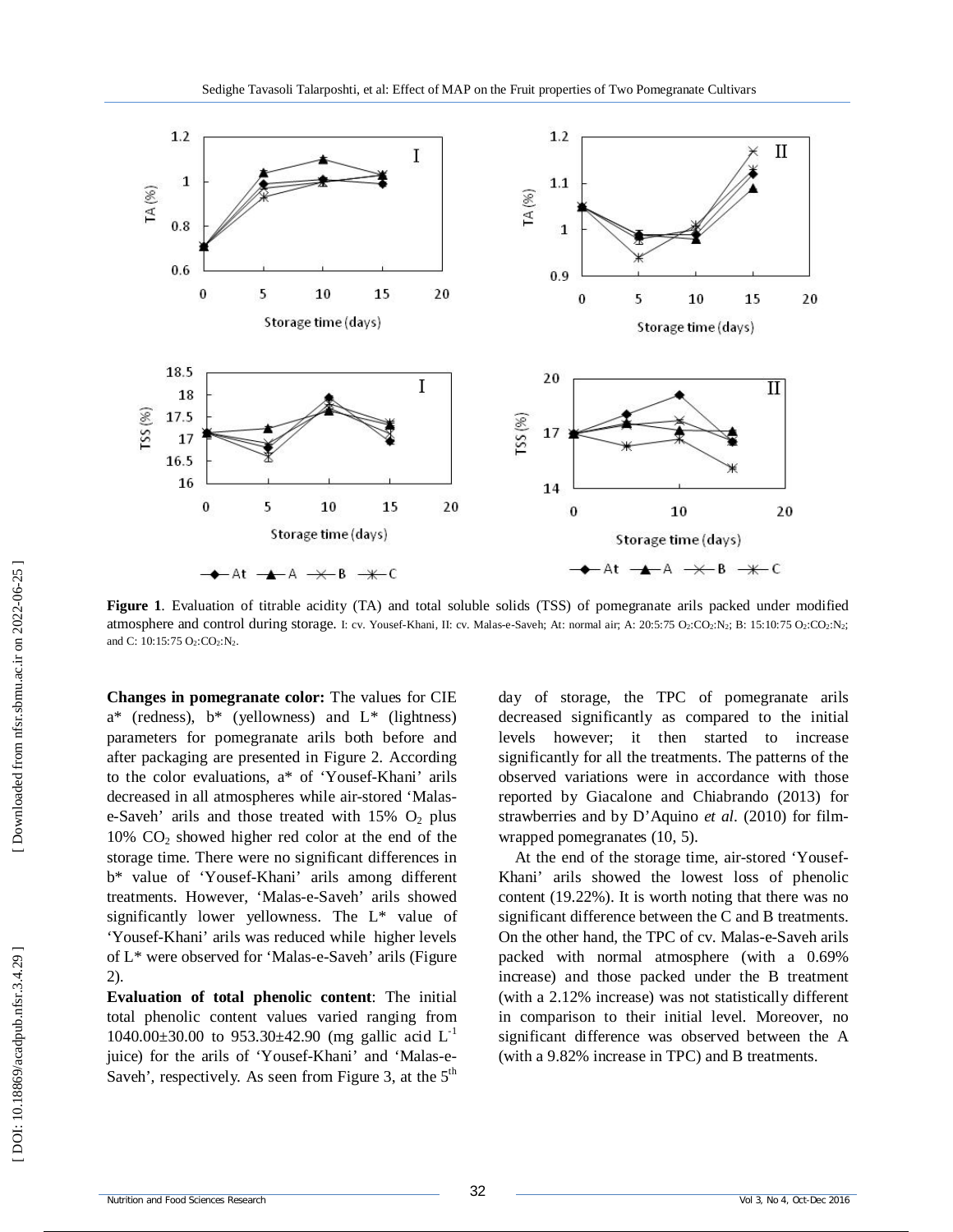**Figure 1**. Evaluation of titrable acidity (TA) and total soluble solids (TSS) of pomegranate arils packed under modified atmosphere and control during storage. I: cv. Yousef-Khani, II: cv. Malas-e-Saveh; At: normal air; A: 20:5:75 $O_2$:$CO_2$:$N_2$; B: 15:10:75 $O_2$:$CO_2$:$N_2$; and C: 10:15:75 $O_2$:$CO_2$:$N_2$.

**Changes in pomegranate color:** The values for CIE a* (redness), b* (yellowness) and L* (lightness) parameters for pomegranate arils both before and after packaging are presented in Figure 2. According to the color evaluations, a* of 'Yousef-Khani' arils decreased in all atmospheres while air-stored 'Malas-e-Saveh' arils and those treated with 15% $O_2$ plus 10% $CO_2$ showed higher red color at the end of the storage time. There were no significant differences in b* value of 'Yousef-Khani' arils among different treatments. However, 'Malas-e-Saveh' arils showed significantly lower yellowness. The L* value of 'Yousef-Khani' arils was reduced while higher levels of L* were observed for 'Malas-e-Saveh' arils (Figure 2).

**Evaluation of total phenolic content**: The initial total phenolic content values varied ranging from 1040.00±30.00 to 953.30±42.90 (mg gallic acid $L^{-1}$ juice) for the arils of 'Yousef-Khani' and 'Malas-e-Saveh', respectively. As seen from Figure 3, at the 5$^{th}$ day of storage, the TPC of pomegranate arils decreased significantly as compared to the initial levels however; it then started to increase significantly for all the treatments. The patterns of the observed variations were in accordance with those reported by Giacalone and Chiabrando (2013) for strawberries and by D'Aquino *et al*. (2010) for film-wrapped pomegranates (10, 5).

At the end of the storage time, air-stored 'Yousef-Khani' arils showed the lowest loss of phenolic content (19.22%). It is worth noting that there was no significant difference between the C and B treatments. On the other hand, the TPC of cv. Malas-e-Saveh arils packed with normal atmosphere (with a 0.69% increase) and those packed under the B treatment (with a 2.12% increase) was not statistically different in comparison to their initial level. Moreover, no significant difference was observed between the A (with a 9.82% increase in TPC) and B treatments.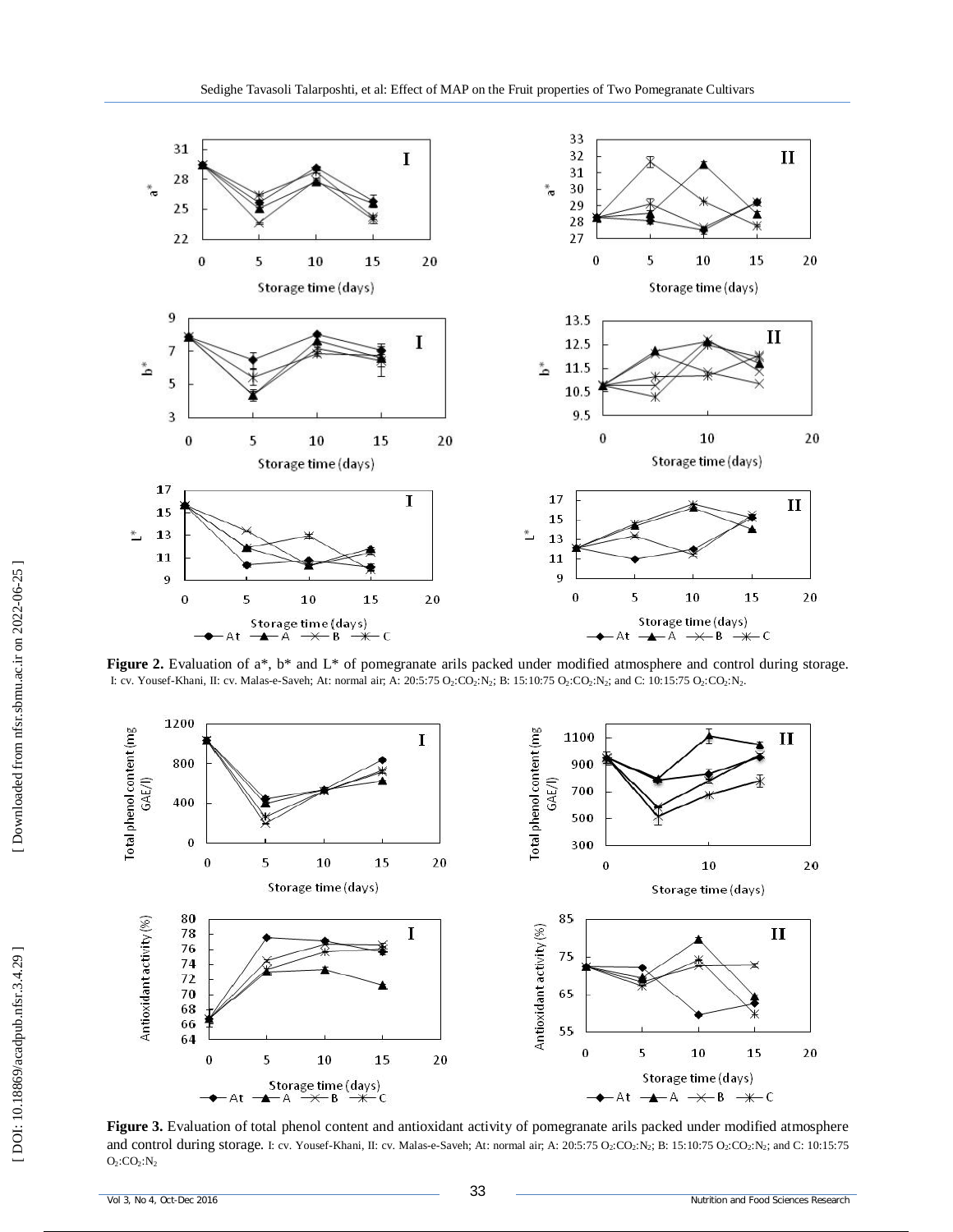**Figure 2.** Evaluation of a*, b* and L* of pomegranate arils packed under modified atmosphere and control during storage. I: cv. Yousef-Khani, II: cv. Malas-e-Saveh; At: normal air; A: 20:5:75 $O_2$:$CO_2$:$N_2$; B: 15:10:75 $O_2$:$CO_2$:$N_2$; and C: 10:15:75 $O_2$:$CO_2$:$N_2$.

**Figure 3.** Evaluation of total phenol content and antioxidant activity of pomegranate arils packed under modified atmosphere and control during storage. I: cv. Yousef-Khani, II: cv. Malas-e-Saveh; At: normal air; A: 20:5:75 $O_2$:$CO_2$:$N_2$; B: 15:10:75 $O_2$:$CO_2$:$N_2$; and C: 10:15:75 $O_2$:$CO_2$:$N_2$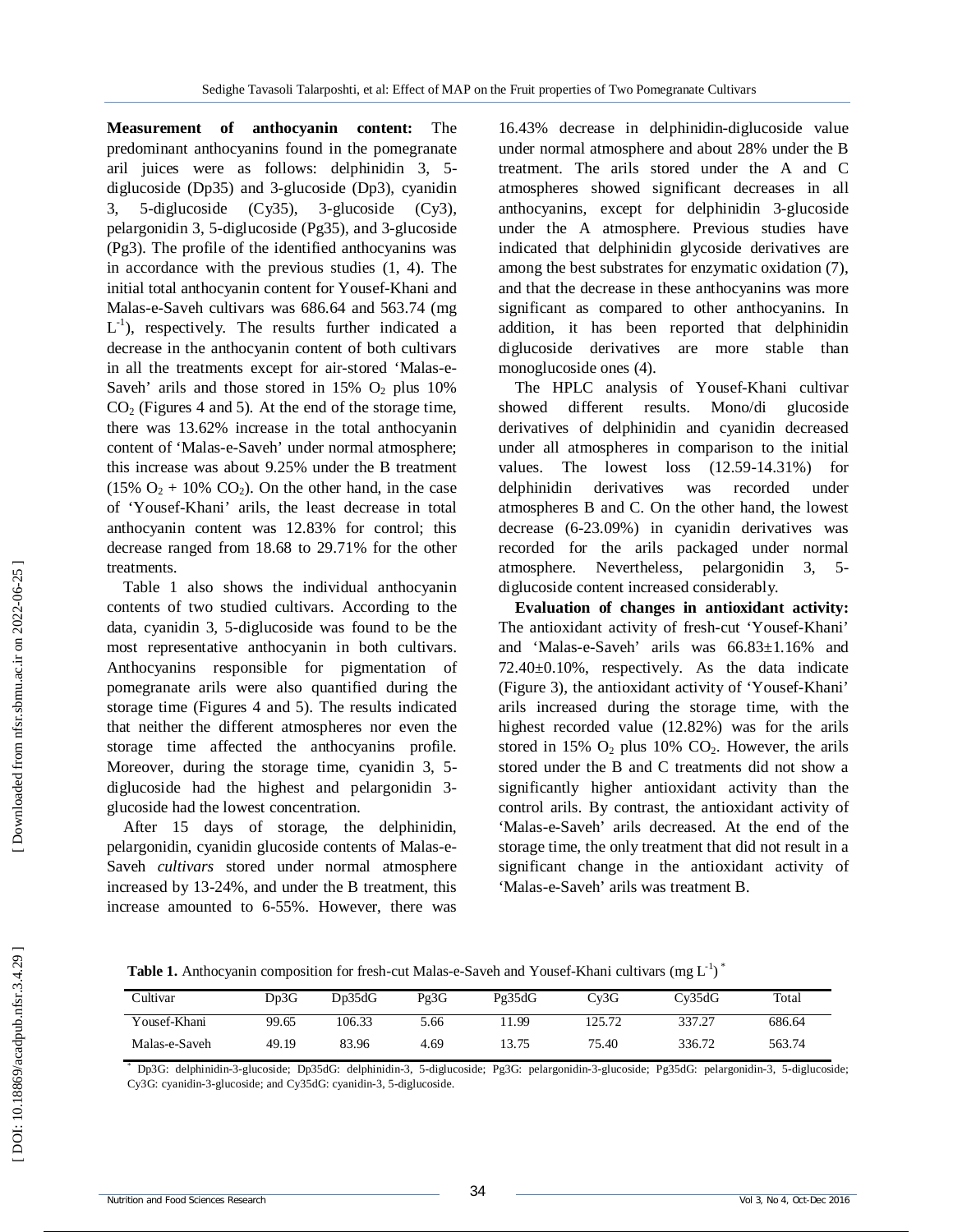**Measurement of anthocyanin content:** The predominant anthocyanins found in the pomegranate aril juices were as follows: delphinidin 3, 5-diglucoside (Dp35) and 3-glucoside (Dp3), cyanidin 3, 5-diglucoside (Cy35), 3-glucoside (Cy3), pelargonidin 3, 5-diglucoside (Pg35), and 3-glucoside (Pg3). The profile of the identified anthocyanins was in accordance with the previous studies (1, 4). The initial total anthocyanin content for Yousef-Khani and Malas-e-Saveh cultivars was 686.64 and 563.74 (mg $L^{-1}$), respectively. The results further indicated a decrease in the anthocyanin content of both cultivars in all the treatments except for air-stored 'Malas-e-Saveh' arils and those stored in 15% $O_2$ plus 10% $CO_2$ (Figures 4 and 5). At the end of the storage time, there was 13.62% increase in the total anthocyanin content of 'Malas-e-Saveh' under normal atmosphere; this increase was about 9.25% under the B treatment (15% $O_2$ + 10% $CO_2$). On the other hand, in the case of 'Yousef-Khani' arils, the least decrease in total anthocyanin content was 12.83% for control; this decrease ranged from 18.68 to 29.71% for the other treatments.

Table 1 also shows the individual anthocyanin contents of two studied cultivars. According to the data, cyanidin 3, 5-diglucoside was found to be the most representative anthocyanin in both cultivars. Anthocyanins responsible for pigmentation of pomegranate arils were also quantified during the storage time (Figures 4 and 5). The results indicated that neither the different atmospheres nor even the storage time affected the anthocyanins profile. Moreover, during the storage time, cyanidin 3, 5-diglucoside had the highest and pelargonidin 3-glucoside had the lowest concentration.

After 15 days of storage, the delphinidin, pelargonidin, cyanidin glucoside contents of Malas-e-Saveh *cultivars* stored under normal atmosphere increased by 13-24%, and under the B treatment, this increase amounted to 6-55%. However, there was 16.43% decrease in delphinidin-diglucoside value under normal atmosphere and about 28% under the B treatment. The arils stored under the A and C atmospheres showed significant decreases in all anthocyanins, except for delphinidin 3-glucoside under the A atmosphere. Previous studies have indicated that delphinidin glycoside derivatives are among the best substrates for enzymatic oxidation (7), and that the decrease in these anthocyanins was more significant as compared to other anthocyanins. In addition, it has been reported that delphinidin diglucoside derivatives are more stable than monoglucoside ones (4).

The HPLC analysis of Yousef-Khani cultivar showed different results. Mono/di glucoside derivatives of delphinidin and cyanidin decreased under all atmospheres in comparison to the initial values. The lowest loss (12.59-14.31%) for delphinidin derivatives was recorded under atmospheres B and C. On the other hand, the lowest decrease (6-23.09%) in cyanidin derivatives was recorded for the arils packaged under normal atmosphere. Nevertheless, pelargonidin 3, 5-diglucoside content increased considerably.

**Evaluation of changes in antioxidant activity:** The antioxidant activity of fresh-cut 'Yousef-Khani' and 'Malas-e-Saveh' arils was 66.83±1.16% and 72.40±0.10%, respectively. As the data indicate (Figure 3), the antioxidant activity of 'Yousef-Khani' arils increased during the storage time, with the highest recorded value (12.82%) was for the arils stored in 15% $O_2$ plus 10% $CO_2$. However, the arils stored under the B and C treatments did not show a significantly higher antioxidant activity than the control arils. By contrast, the antioxidant activity of 'Malas-e-Saveh' arils decreased. At the end of the storage time, the only treatment that did not result in a significant change in the antioxidant activity of 'Malas-e-Saveh' arils was treatment B.

**Table 1.** Anthocyanin composition for fresh-cut Malas-e-Saveh and Yousef-Khani cultivars (mg $L^{-1}$) *

| Cultivar | Dp3G | Dp35dG | Pg3G | Pg35dG | Cy3G | Cy35dG | Total |
|---|---|---|---|---|---|---|---|
| Yousef-Khani | 99.65 | 106.33 | 5.66 | 11.99 | 125.72 | 337.27 | 686.64 |
| Malas-e-Saveh | 49.19 | 83.96 | 4.69 | 13.75 | 75.40 | 336.72 | 563.74 |

* Dp3G: delphinidin-3-glucoside; Dp35dG: delphinidin-3, 5-diglucoside; Pg3G: pelargonidin-3-glucoside; Pg35dG: pelargonidin-3, 5-diglucoside; Cy3G: cyanidin-3-glucoside; and Cy35dG: cyanidin-3, 5-diglucoside.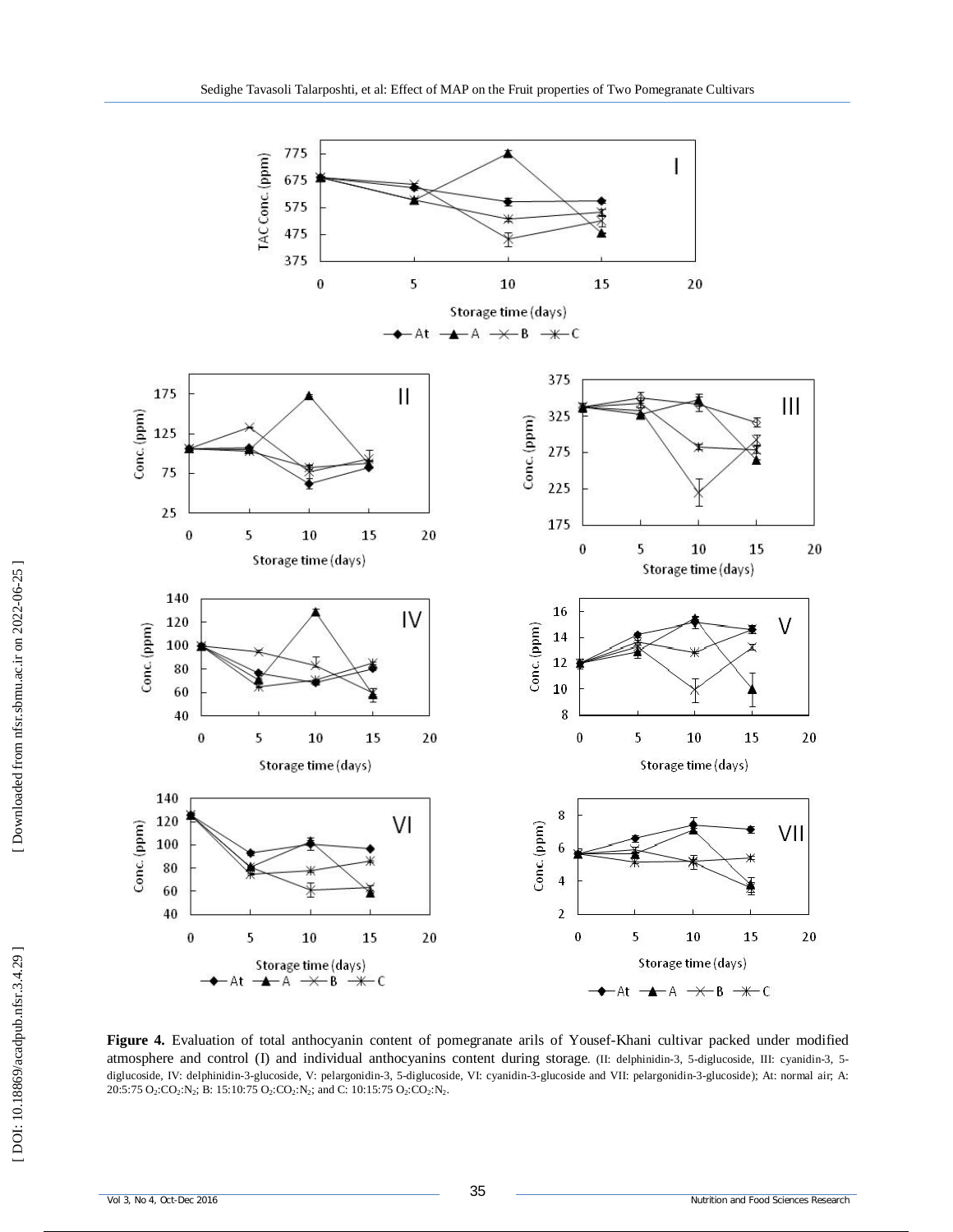**Figure 4.** Evaluation of total anthocyanin content of pomegranate arils of Yousef-Khani cultivar packed under modified atmosphere and control (I) and individual anthocyanins content during storage. (II: delphinidin-3, 5-diglucoside, III: cyanidin-3, 5-diglucoside, IV: delphinidin-3-glucoside, V: pelargonidin-3, 5-diglucoside, VI: cyanidin-3-glucoside and VII: pelargonidin-3-glucoside); At: normal air; A: 20:5:75 $O_2$:$CO_2$:$N_2$; B: 15:10:75 $O_2$:$CO_2$:$N_2$; and C: 10:15:75 $O_2$:$CO_2$:$N_2$.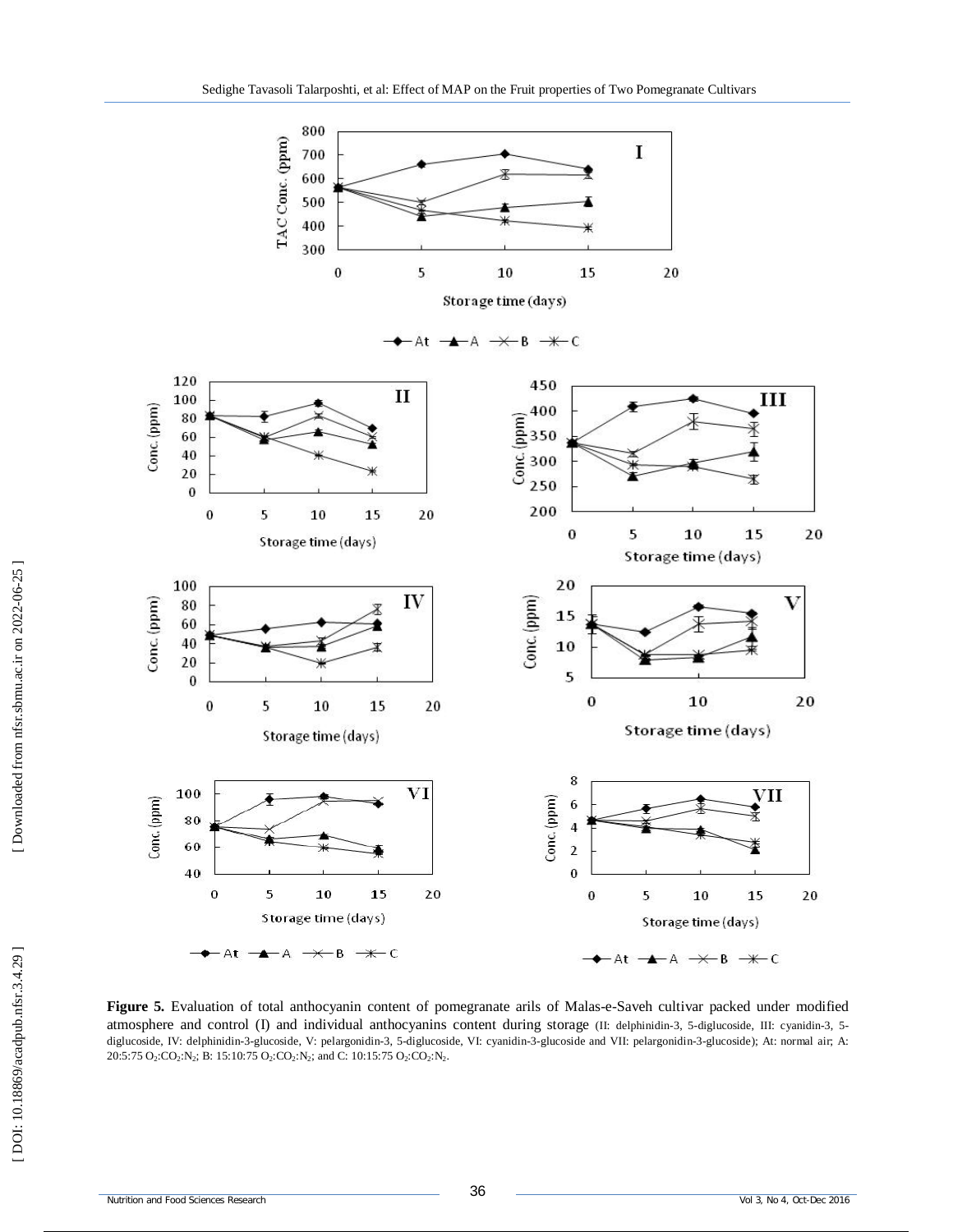**Figure 5.** Evaluation of total anthocyanin content of pomegranate arils of Malas-e-Saveh cultivar packed under modified atmosphere and control (I) and individual anthocyanins content during storage (II: delphinidin-3, 5-diglucoside, III: cyanidin-3, 5-diglucoside, IV: delphinidin-3-glucoside, V: pelargonidin-3, 5-diglucoside, VI: cyanidin-3-glucoside and VII: pelargonidin-3-glucoside); At: normal air; A: 20:5:75 $O_2$:$CO_2$:$N_2$; B: 15:10:75 $O_2$:$CO_2$:$N_2$; and C: 10:15:75 $O_2$:$CO_2$:$N_2$.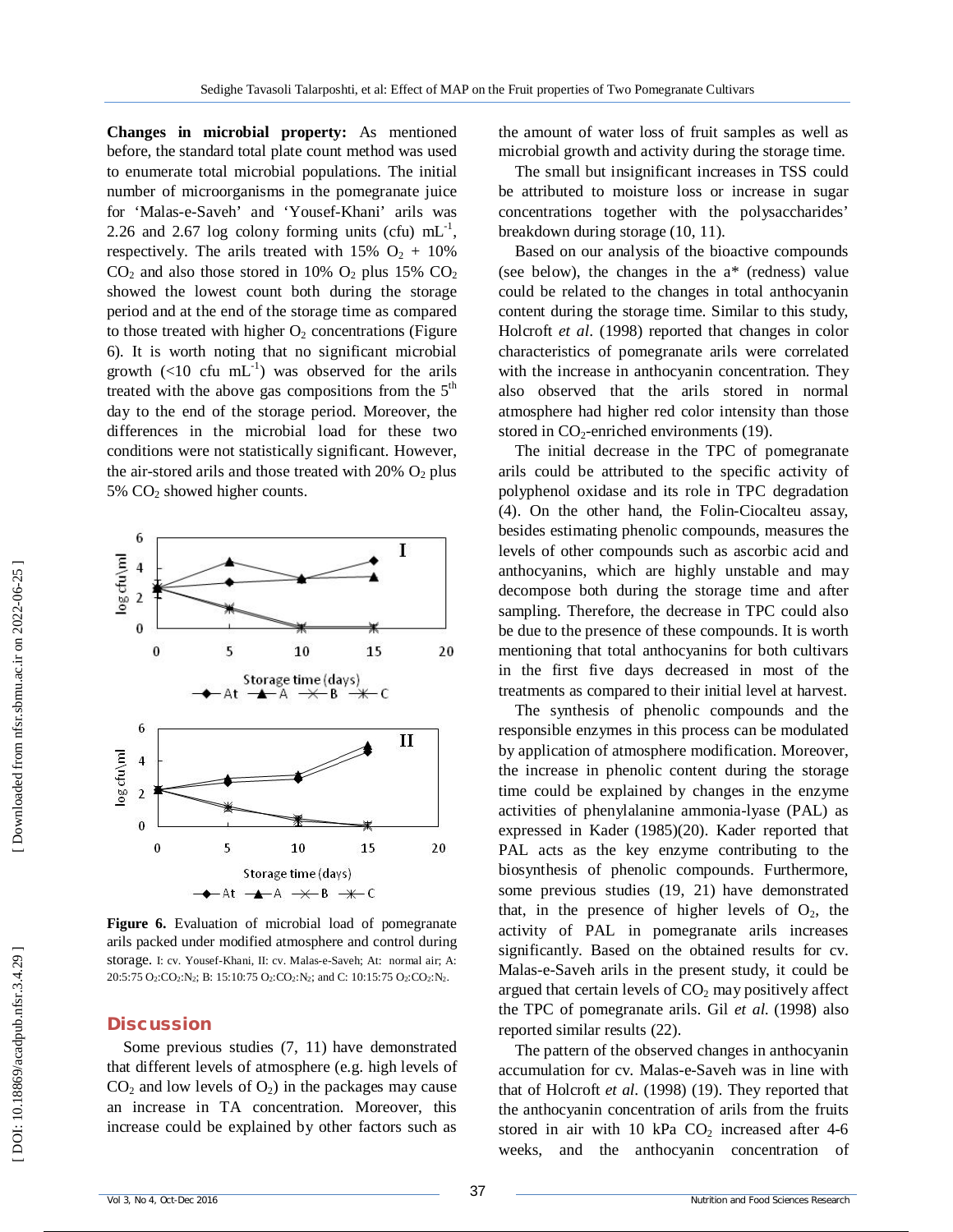**Changes in microbial property:** As mentioned before, the standard total plate count method was used to enumerate total microbial populations. The initial number of microorganisms in the pomegranate juice for 'Malas-e-Saveh' and 'Yousef-Khani' arils was 2.26 and 2.67 log colony forming units (cfu) $mL^{-1}$, respectively. The arils treated with 15% $O_2$ + 10% $CO_2$ and also those stored in 10% $O_2$ plus 15% $CO_2$ showed the lowest count both during the storage period and at the end of the storage time as compared to those treated with higher $O_2$ concentrations (Figure 6). It is worth noting that no significant microbial growth (<10 cfu $mL^{-1}$) was observed for the arils treated with the above gas compositions from the 5th day to the end of the storage period. Moreover, the differences in the microbial load for these two conditions were not statistically significant. However, the air-stored arils and those treated with 20% $O_2$ plus 5% $CO_2$ showed higher counts.

**Figure 6.** Evaluation of microbial load of pomegranate arils packed under modified atmosphere and control during storage. I: cv. Yousef-Khani, II: cv. Malas-e-Saveh; At: normal air; A: 20:5:75 $O_2$:$CO_2$:$N_2$; B: 15:10:75 $O_2$:$CO_2$:$N_2$; and C: 10:15:75 $O_2$:$CO_2$:$N_2$.

## Discussion

Some previous studies (7, 11) have demonstrated that different levels of atmosphere (e.g. high levels of $CO_2$ and low levels of $O_2$) in the packages may cause an increase in TA concentration. Moreover, this increase could be explained by other factors such as the amount of water loss of fruit samples as well as microbial growth and activity during the storage time.

The small but insignificant increases in TSS could be attributed to moisture loss or increase in sugar concentrations together with the polysaccharides' breakdown during storage (10, 11).

Based on our analysis of the bioactive compounds (see below), the changes in the a* (redness) value could be related to the changes in total anthocyanin content during the storage time. Similar to this study, Holcroft *et al.* (1998) reported that changes in color characteristics of pomegranate arils were correlated with the increase in anthocyanin concentration. They also observed that the arils stored in normal atmosphere had higher red color intensity than those stored in $CO_2$-enriched environments (19).

The initial decrease in the TPC of pomegranate arils could be attributed to the specific activity of polyphenol oxidase and its role in TPC degradation (4). On the other hand, the Folin-Ciocalteu assay, besides estimating phenolic compounds, measures the levels of other compounds such as ascorbic acid and anthocyanins, which are highly unstable and may decompose both during the storage time and after sampling. Therefore, the decrease in TPC could also be due to the presence of these compounds. It is worth mentioning that total anthocyanins for both cultivars in the first five days decreased in most of the treatments as compared to their initial level at harvest.

The synthesis of phenolic compounds and the responsible enzymes in this process can be modulated by application of atmosphere modification. Moreover, the increase in phenolic content during the storage time could be explained by changes in the enzyme activities of phenylalanine ammonia-lyase (PAL) as expressed in Kader (1985)(20). Kader reported that PAL acts as the key enzyme contributing to the biosynthesis of phenolic compounds. Furthermore, some previous studies (19, 21) have demonstrated that, in the presence of higher levels of $O_2$, the activity of PAL in pomegranate arils increases significantly. Based on the obtained results for cv. Malas-e-Saveh arils in the present study, it could be argued that certain levels of $CO_2$ may positively affect the TPC of pomegranate arils. Gil *et al.* (1998) also reported similar results (22).

The pattern of the observed changes in anthocyanin accumulation for cv. Malas-e-Saveh was in line with that of Holcroft *et al.* (1998) (19). They reported that the anthocyanin concentration of arils from the fruits stored in air with 10 kPa $CO_2$ increased after 4-6 weeks, and the anthocyanin concentration of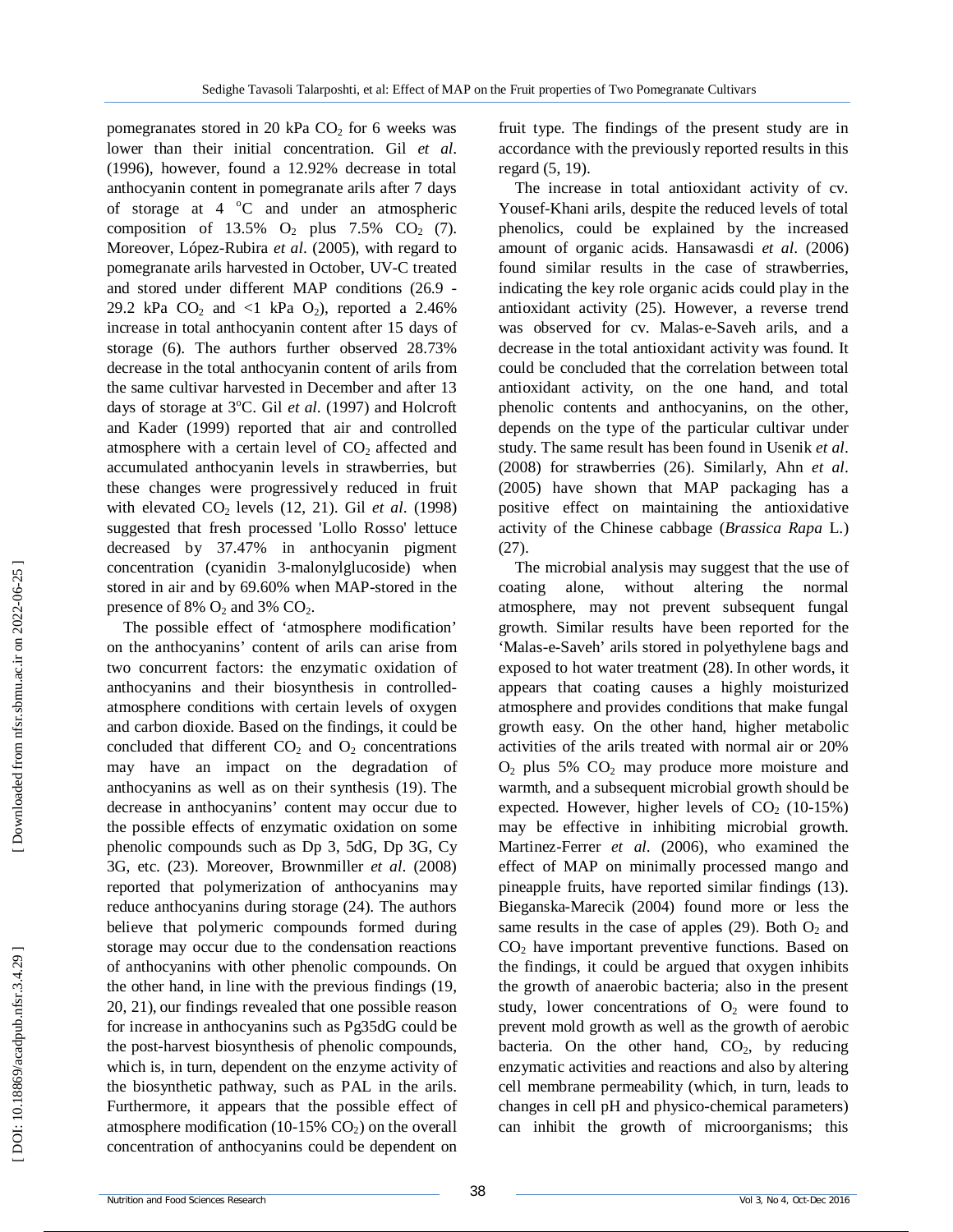pomegranates stored in 20 kPa $CO_2$ for 6 weeks was lower than their initial concentration. Gil *et al*. (1996), however, found a 12.92% decrease in total anthocyanin content in pomegranate arils after 7 days of storage at 4 °C and under an atmospheric composition of 13.5% $O_2$ plus 7.5% $CO_2$ (7). Moreover, López-Rubira *et al*. (2005), with regard to pomegranate arils harvested in October, UV-C treated and stored under different MAP conditions (26.9 - 29.2 kPa $CO_2$ and <1 kPa $O_2$), reported a 2.46% increase in total anthocyanin content after 15 days of storage (6). The authors further observed 28.73% decrease in the total anthocyanin content of arils from the same cultivar harvested in December and after 13 days of storage at 3°C. Gil *et al*. (1997) and Holcroft and Kader (1999) reported that air and controlled atmosphere with a certain level of $CO_2$ affected and accumulated anthocyanin levels in strawberries, but these changes were progressively reduced in fruit with elevated $CO_2$ levels (12, 21). Gil *et al*. (1998) suggested that fresh processed 'Lollo Rosso' lettuce decreased by 37.47% in anthocyanin pigment concentration (cyanidin 3-malonylglucoside) when stored in air and by 69.60% when MAP-stored in the presence of 8% $O_2$ and 3% $CO_2$.

The possible effect of 'atmosphere modification' on the anthocyanins' content of arils can arise from two concurrent factors: the enzymatic oxidation of anthocyanins and their biosynthesis in controlled-atmosphere conditions with certain levels of oxygen and carbon dioxide. Based on the findings, it could be concluded that different $CO_2$ and $O_2$ concentrations may have an impact on the degradation of anthocyanins as well as on their synthesis (19). The decrease in anthocyanins' content may occur due to the possible effects of enzymatic oxidation on some phenolic compounds such as Dp 3, 5dG, Dp 3G, Cy 3G, etc. (23). Moreover, Brownmiller *et al*. (2008) reported that polymerization of anthocyanins may reduce anthocyanins during storage (24). The authors believe that polymeric compounds formed during storage may occur due to the condensation reactions of anthocyanins with other phenolic compounds. On the other hand, in line with the previous findings (19, 20, 21), our findings revealed that one possible reason for increase in anthocyanins such as Pg35dG could be the post-harvest biosynthesis of phenolic compounds, which is, in turn, dependent on the enzyme activity of the biosynthetic pathway, such as PAL in the arils. Furthermore, it appears that the possible effect of atmosphere modification (10-15% $CO_2$) on the overall concentration of anthocyanins could be dependent on fruit type. The findings of the present study are in accordance with the previously reported results in this regard (5, 19).

The increase in total antioxidant activity of cv. Yousef-Khani arils, despite the reduced levels of total phenolics, could be explained by the increased amount of organic acids. Hansawasdi *et al*. (2006) found similar results in the case of strawberries, indicating the key role organic acids could play in the antioxidant activity (25). However, a reverse trend was observed for cv. Malas-e-Saveh arils, and a decrease in the total antioxidant activity was found. It could be concluded that the correlation between total antioxidant activity, on the one hand, and total phenolic contents and anthocyanins, on the other, depends on the type of the particular cultivar under study. The same result has been found in Usenik *et al*. (2008) for strawberries (26). Similarly, Ahn *et al*. (2005) have shown that MAP packaging has a positive effect on maintaining the antioxidative activity of the Chinese cabbage (*Brassica Rapa* L.) (27).

The microbial analysis may suggest that the use of coating alone, without altering the normal atmosphere, may not prevent subsequent fungal growth. Similar results have been reported for the 'Malas-e-Saveh' arils stored in polyethylene bags and exposed to hot water treatment (28). In other words, it appears that coating causes a highly moisturized atmosphere and provides conditions that make fungal growth easy. On the other hand, higher metabolic activities of the arils treated with normal air or 20% $O_2$ plus 5% $CO_2$ may produce more moisture and warmth, and a subsequent microbial growth should be expected. However, higher levels of $CO_2$ (10-15%) may be effective in inhibiting microbial growth. Martinez-Ferrer *et al*. (2006), who examined the effect of MAP on minimally processed mango and pineapple fruits, have reported similar findings (13). Bieganska-Marecik (2004) found more or less the same results in the case of apples (29). Both $O_2$ and $CO_2$ have important preventive functions. Based on the findings, it could be argued that oxygen inhibits the growth of anaerobic bacteria; also in the present study, lower concentrations of $O_2$ were found to prevent mold growth as well as the growth of aerobic bacteria. On the other hand, $CO_2$, by reducing enzymatic activities and reactions and also by altering cell membrane permeability (which, in turn, leads to changes in cell pH and physico-chemical parameters) can inhibit the growth of microorganisms; this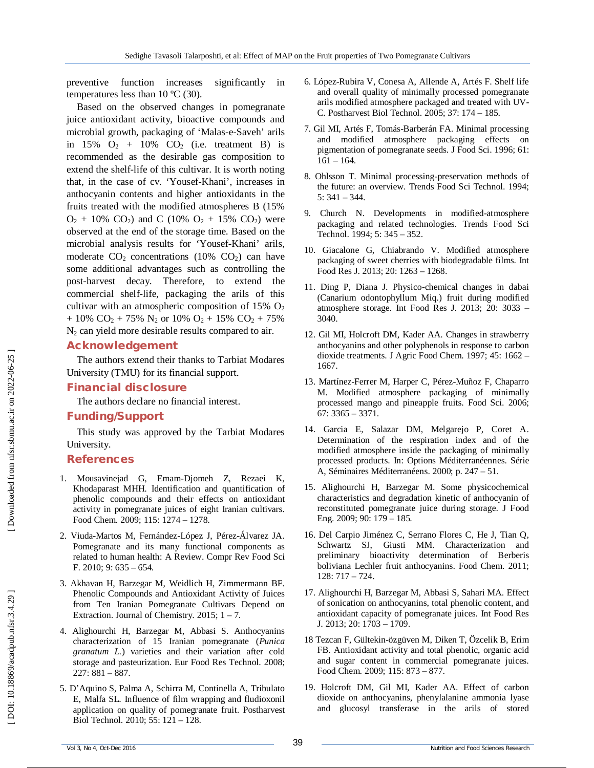preventive function increases significantly in temperatures less than 10 ºC (30).

Based on the observed changes in pomegranate juice antioxidant activity, bioactive compounds and microbial growth, packaging of 'Malas-e-Saveh' arils in 15% $O_2$ + 10% $CO_2$ (i.e. treatment B) is recommended as the desirable gas composition to extend the shelf-life of this cultivar. It is worth noting that, in the case of cv. 'Yousef-Khani', increases in anthocyanin contents and higher antioxidants in the fruits treated with the modified atmospheres B (15% $O_2$ + 10% $CO_2$) and C (10% $O_2$ + 15% $CO_2$) were observed at the end of the storage time. Based on the microbial analysis results for 'Yousef-Khani' arils, moderate $CO_2$ concentrations (10% $CO_2$) can have some additional advantages such as controlling the post-harvest decay. Therefore, to extend the commercial shelf-life, packaging the arils of this cultivar with an atmospheric composition of 15% $O_2$ + 10% $CO_2$ + 75% $N_2$ or 10% $O_2$ + 15% $CO_2$ + 75% $N_2$ can yield more desirable results compared to air.

## Acknowledgement

The authors extend their thanks to Tarbiat Modares University (TMU) for its financial support.

## Financial disclosure

The authors declare no financial interest.

## Funding/Support

This study was approved by the Tarbiat Modares University.

## References

1. Mousavinejad G, Emam-Djomeh Z, Rezaei K, Khodaparast MHH. Identification and quantification of phenolic compounds and their effects on antioxidant activity in pomegranate juices of eight Iranian cultivars. Food Chem. 2009; 115: 1274 – 1278.
2. Viuda-Martos M, Fernández-López J, Pérez-Álvarez JA. Pomegranate and its many functional components as related to human health: A Review. Compr Rev Food Sci F. 2010; 9: 635 – 654.
3. Akhavan H, Barzegar M, Weidlich H, Zimmermann BF. Phenolic Compounds and Antioxidant Activity of Juices from Ten Iranian Pomegranate Cultivars Depend on Extraction. Journal of Chemistry. 2015; 1 – 7.
4. Alighourchi H, Barzegar M, Abbasi S. Anthocyanins characterization of 15 Iranian pomegranate (*Punica granatum L.*) varieties and their variation after cold storage and pasteurization. Eur Food Res Technol. 2008; 227: 881 – 887.
5. D'Aquino S, Palma A, Schirra M, Continella A, Tribulato E, Malfa SL. Influence of film wrapping and fludioxonil application on quality of pomegranate fruit. Postharvest Biol Technol. 2010; 55: 121 – 128.
6. López-Rubira V, Conesa A, Allende A, Artés F. Shelf life and overall quality of minimally processed pomegranate arils modified atmosphere packaged and treated with UV-C. Postharvest Biol Technol. 2005; 37: 174 – 185.
7. Gil MI, Artés F, Tomás-Barberán FA. Minimal processing and modified atmosphere packaging effects on pigmentation of pomegranate seeds. J Food Sci. 1996; 61: 161 – 164.
8. Ohlsson T. Minimal processing-preservation methods of the future: an overview. Trends Food Sci Technol. 1994; 5: 341 – 344.
9. Church N. Developments in modified-atmosphere packaging and related technologies. Trends Food Sci Technol. 1994; 5: 345 – 352.
10. Giacalone G, Chiabrando V. Modified atmosphere packaging of sweet cherries with biodegradable films. Int Food Res J. 2013; 20: 1263 – 1268.
11. Ding P, Diana J. Physico-chemical changes in dabai (Canarium odontophyllum Miq.) fruit during modified atmosphere storage. Int Food Res J. 2013; 20: 3033 – 3040.
12. Gil MI, Holcroft DM, Kader AA. Changes in strawberry anthocyanins and other polyphenols in response to carbon dioxide treatments. J Agric Food Chem. 1997; 45: 1662 – 1667.
13. Martínez-Ferrer M, Harper C, Pérez-Muñoz F, Chaparro M. Modified atmosphere packaging of minimally processed mango and pineapple fruits. Food Sci. 2006; 67: 3365 – 3371.
14. Garcia E, Salazar DM, Melgarejo P, Coret A. Determination of the respiration index and of the modified atmosphere inside the packaging of minimally processed products. In: Options Méditerranéennes. Série A, Séminaires Méditerranéens. 2000; p. 247 – 51.
15. Alighourchi H, Barzegar M. Some physicochemical characteristics and degradation kinetic of anthocyanin of reconstituted pomegranate juice during storage. J Food Eng. 2009; 90: 179 – 185.
16. Del Carpio Jiménez C, Serrano Flores C, He J, Tian Q, Schwartz SJ, Giusti MM. Characterization and preliminary bioactivity determination of Berberis boliviana Lechler fruit anthocyanins. Food Chem. 2011; 128: 717 – 724.
17. Alighourchi H, Barzegar M, Abbasi S, Sahari MA. Effect of sonication on anthocyanins, total phenolic content, and antioxidant capacity of pomegranate juices. Int Food Res J. 2013; 20: 1703 – 1709.
18. Tezcan F, Gültekin-özgüven M, Diken T, Özcelik B, Erim FB. Antioxidant activity and total phenolic, organic acid and sugar content in commercial pomegranate juices. Food Chem. 2009; 115: 873 – 877.
19. Holcroft DM, Gil MI, Kader AA. Effect of carbon dioxide on anthocyanins, phenylalanine ammonia lyase and glucosyl transferase in the arils of stored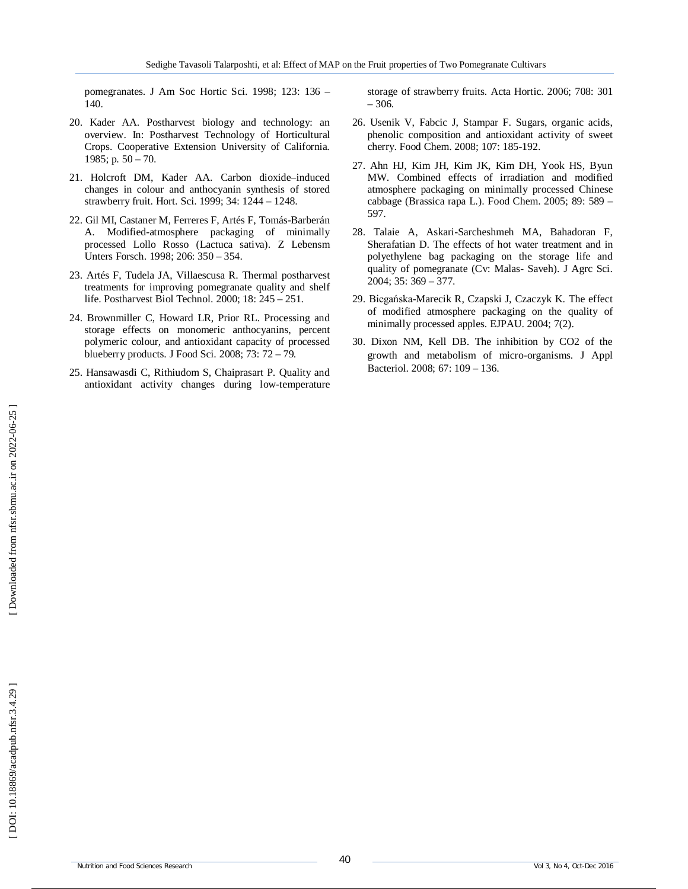pomegranates. J Am Soc Hortic Sci. 1998; 123: 136 – 140.

20. Kader AA. Postharvest biology and technology: an overview. In: Postharvest Technology of Horticultural Crops. Cooperative Extension University of California. 1985; p. 50 – 70.

21. Holcroft DM, Kader AA. Carbon dioxide–induced changes in colour and anthocyanin synthesis of stored strawberry fruit. Hort. Sci. 1999; 34: 1244 – 1248.

22. Gil MI, Castaner M, Ferreres F, Artés F, Tomás-Barberán A. Modified-atmosphere packaging of minimally processed Lollo Rosso (Lactuca sativa). Z Lebensm Unters Forsch. 1998; 206: 350 – 354.

23. Artés F, Tudela JA, Villaescusa R. Thermal postharvest treatments for improving pomegranate quality and shelf life. Postharvest Biol Technol. 2000; 18: 245 – 251.

24. Brownmiller C, Howard LR, Prior RL. Processing and storage effects on monomeric anthocyanins, percent polymeric colour, and antioxidant capacity of processed blueberry products. J Food Sci. 2008; 73: 72 – 79.

25. Hansawasdi C, Rithiudom S, Chaiprasart P. Quality and antioxidant activity changes during low-temperature storage of strawberry fruits. Acta Hortic. 2006; 708: 301 – 306.

26. Usenik V, Fabcic J, Stampar F. Sugars, organic acids, phenolic composition and antioxidant activity of sweet cherry. Food Chem. 2008; 107: 185-192.

27. Ahn HJ, Kim JH, Kim JK, Kim DH, Yook HS, Byun MW. Combined effects of irradiation and modified atmosphere packaging on minimally processed Chinese cabbage (Brassica rapa L.). Food Chem. 2005; 89: 589 – 597.

28. Talaie A, Askari-Sarcheshmeh MA, Bahadoran F, Sherafatian D. The effects of hot water treatment and in polyethylene bag packaging on the storage life and quality of pomegranate (Cv: Malas- Saveh). J Agrc Sci. 2004; 35: 369 – 377.

29. Biegańska-Marecik R, Czapski J, Czaczyk K. The effect of modified atmosphere packaging on the quality of minimally processed apples. EJPAU. 2004; 7(2).

30. Dixon NM, Kell DB. The inhibition by $CO_2$ of the growth and metabolism of micro-organisms. J Appl Bacteriol. 2008; 67: 109 – 136.